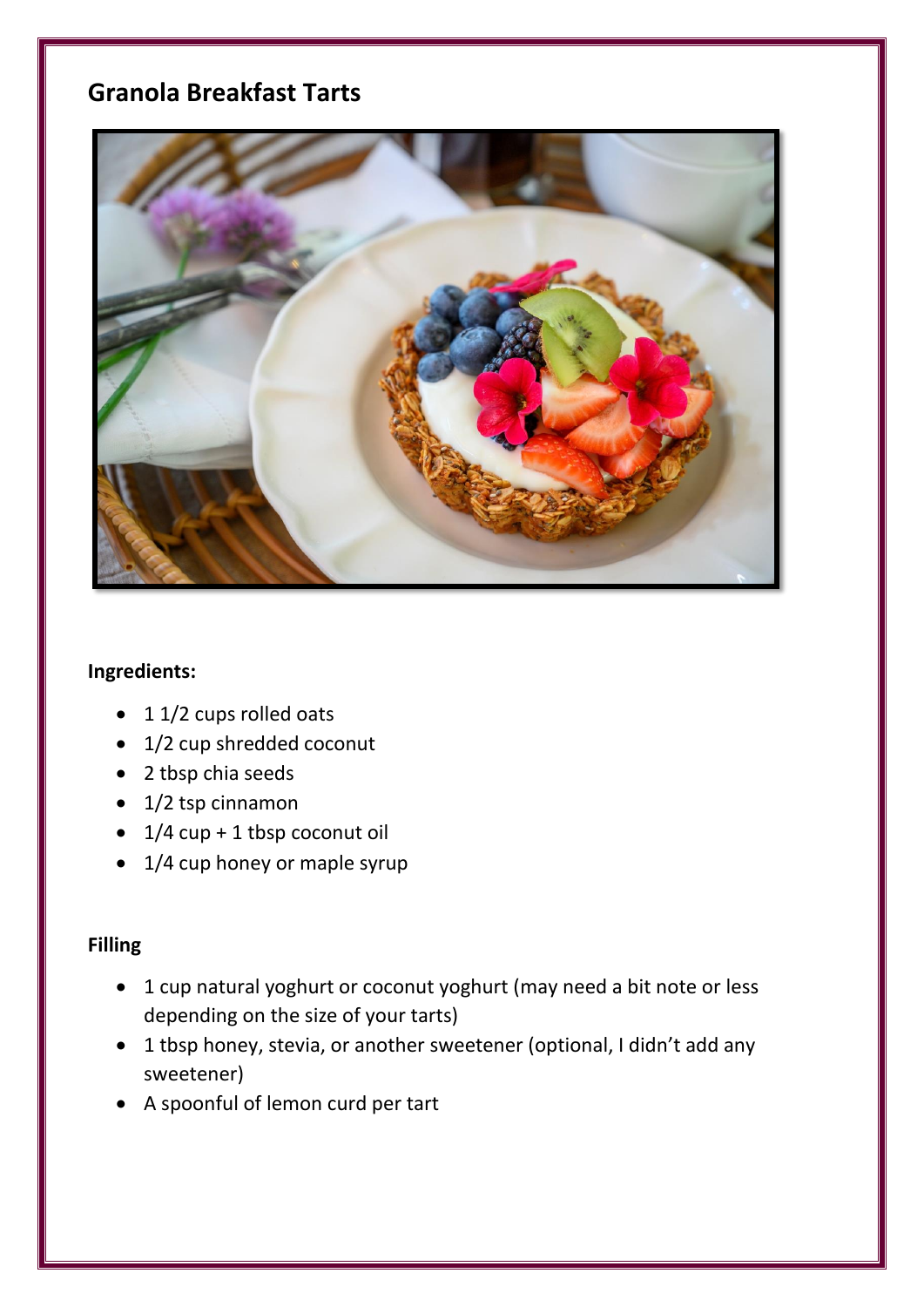# Granola Breakfast Tarts

**Ingredients:**

- 1 1/2 cups rolled oats
- 1/2 cup shredded coconut
- 2 tbsp chia seeds
- 1/2 tsp cinnamon
- 1/4 cup + 1 tbsp coconut oil
- 1/4 cup honey or maple syrup

**Filling**

- 1 cup natural yoghurt or coconut yoghurt (may need a bit note or less depending on the size of your tarts)
- 1 tbsp honey, stevia, or another sweetener (optional, I didn't add any sweetener)
- A spoonful of lemon curd per tart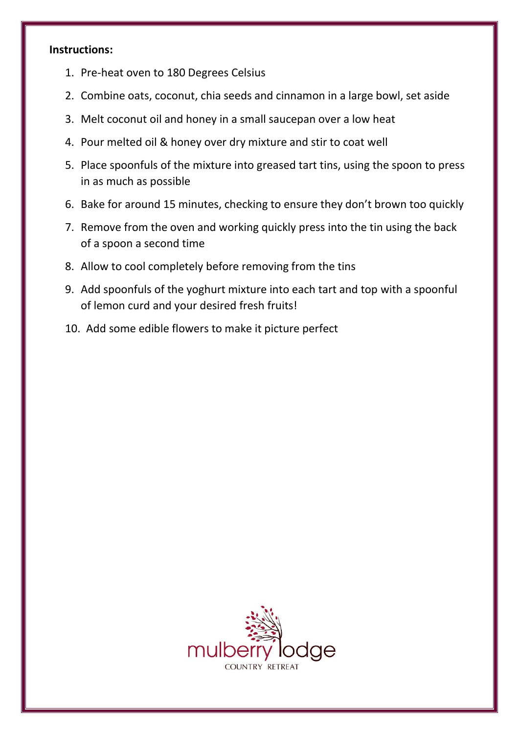**Instructions:**

1. Pre-heat oven to 180 Degrees Celsius
2. Combine oats, coconut, chia seeds and cinnamon in a large bowl, set aside
3. Melt coconut oil and honey in a small saucepan over a low heat
4. Pour melted oil & honey over dry mixture and stir to coat well
5. Place spoonfuls of the mixture into greased tart tins, using the spoon to press in as much as possible
6. Bake for around 15 minutes, checking to ensure they don't brown too quickly
7. Remove from the oven and working quickly press into the tin using the back of a spoon a second time
8. Allow to cool completely before removing from the tins
9. Add spoonfuls of the yoghurt mixture into each tart and top with a spoonful of lemon curd and your desired fresh fruits!
10. Add some edible flowers to make it picture perfect

mulberry lodge
COUNTRY RETREAT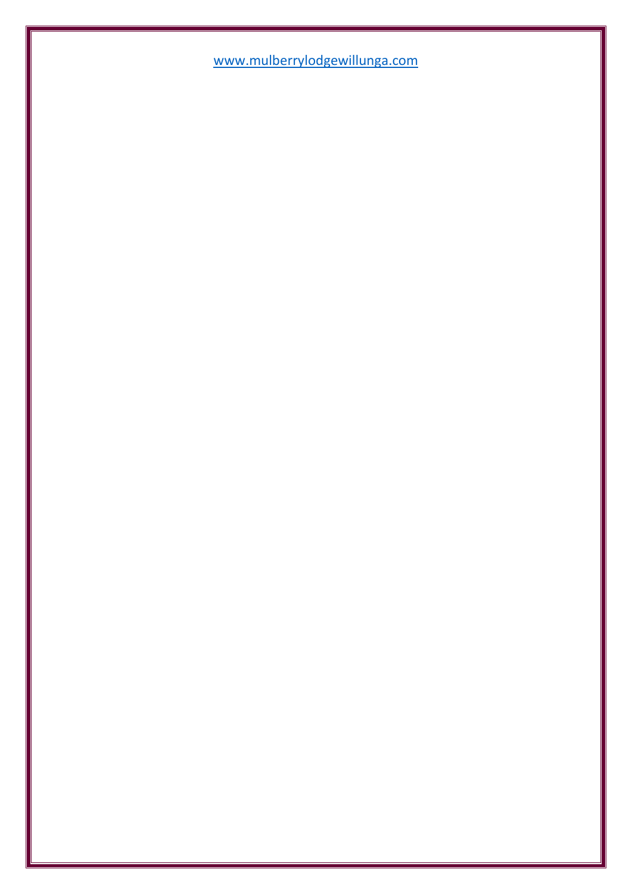www.mulberrylodgewillunga.com